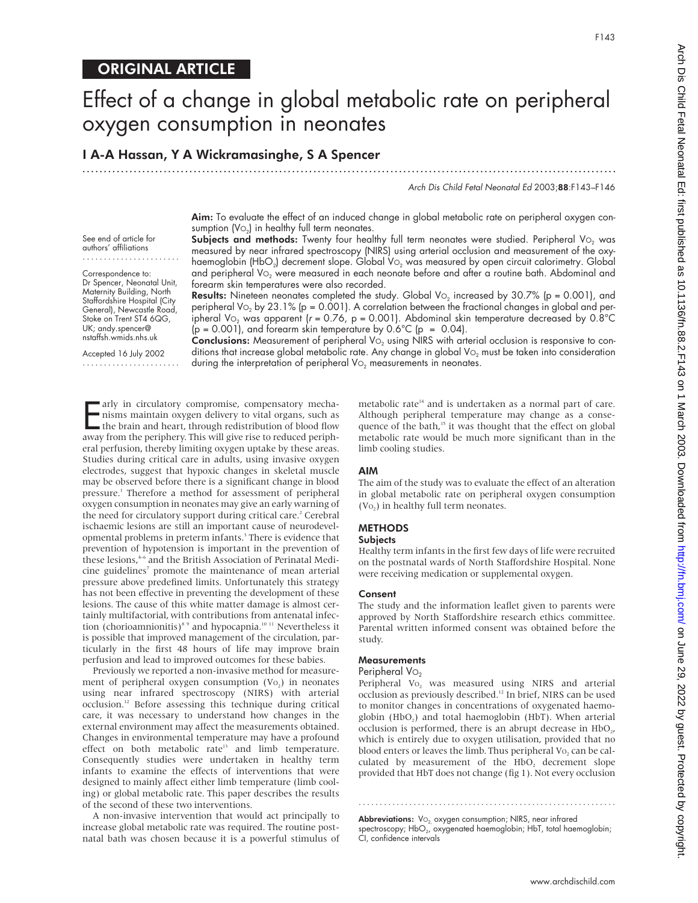## ORIGINAL ARTICLE

# Effect of a change in global metabolic rate on peripheral oxygen consumption in neonates

**I A-A Hassan, Y A Wickramasinghe, S A Spencer**

See end of article for authors' affiliations

Correspondence to: Dr Spencer, Neonatal Unit, Maternity Building, North Staffordshire Hospital (City General), Newcastle Road, Stoke on Trent ST4 6QG, UK; andy.spencer@nstaffsh.wmids.nhs.uk

Accepted 16 July 2002

**Aim:** To evaluate the effect of an induced change in global metabolic rate on peripheral oxygen consumption ($VO_2$) in healthy full term neonates.

**Subjects and methods:** Twenty four healthy full term neonates were studied. Peripheral $VO_2$ was measured by near infrared spectroscopy (NIRS) using arterial occlusion and measurement of the oxyhaemoglobin ($HbO_2$) decrement slope. Global $VO_2$ was measured by open circuit calorimetry. Global and peripheral $VO_2$ were measured in each neonate before and after a routine bath. Abdominal and forearm skin temperatures were also recorded.

**Results:** Nineteen neonates completed the study. Global $VO_2$ increased by 30.7% ($p = 0.001$), and peripheral $VO_2$ by 23.1% ($p = 0.001$). A correlation between the fractional changes in global and peripheral $VO_2$ was apparent ($r = 0.76$, $p = 0.001$). Abdominal skin temperature decreased by 0.8°C ($p = 0.001$), and forearm skin temperature by 0.6°C ($p = 0.04$).

**Conclusions:** Measurement of peripheral $VO_2$ using NIRS with arterial occlusion is responsive to conditions that increase global metabolic rate. Any change in global $VO_2$ must be taken into consideration during the interpretation of peripheral $VO_2$ measurements in neonates.

Early in circulatory compromise, compensatory mechanisms maintain oxygen delivery to vital organs, such as the brain and heart, through redistribution of blood flow away from the periphery. This will give rise to reduced peripheral perfusion, thereby limiting oxygen uptake by these areas. Studies during critical care in adults, using invasive oxygen electrodes, suggest that hypoxic changes in skeletal muscle may be observed before there is a significant change in blood pressure.[1] Therefore a method for assessment of peripheral oxygen consumption in neonates may give an early warning of the need for circulatory support during critical care.[2] Cerebral ischaemic lesions are still an important cause of neurodevelopmental problems in preterm infants.[3] There is evidence that prevention of hypotension is important in the prevention of these lesions,[4–6] and the British Association of Perinatal Medicine guidelines[7] promote the maintenance of mean arterial pressure above predefined limits. Unfortunately this strategy has not been effective in preventing the development of these lesions. The cause of this white matter damage is almost certainly multifactorial, with contributions from antenatal infection (chorioamnionitis)[8 9] and hypocapnia.[10 11] Nevertheless it is possible that improved management of the circulation, particularly in the first 48 hours of life may improve brain perfusion and lead to improved outcomes for these babies.

Previously we reported a non-invasive method for measurement of peripheral oxygen consumption ($VO_2$) in neonates using near infrared spectroscopy (NIRS) with arterial occlusion.[12] Before assessing this technique during critical care, it was necessary to understand how changes in the external environment may affect the measurements obtained. Changes in environmental temperature may have a profound effect on both metabolic rate[13] and limb temperature. Consequently studies were undertaken in healthy term infants to examine the effects of interventions that were designed to mainly affect either limb temperature (limb cooling) or global metabolic rate. This paper describes the results of the second of these two interventions.

A non-invasive intervention that would act principally to increase global metabolic rate was required. The routine postnatal bath was chosen because it is a powerful stimulus of metabolic rate[14] and is undertaken as a normal part of care. Although peripheral temperature may change as a consequence of the bath,[15] it was thought that the effect on global metabolic rate would be much more significant than in the limb cooling studies.

## AIM

The aim of the study was to evaluate the effect of an alteration in global metabolic rate on peripheral oxygen consumption ($VO_2$) in healthy full term neonates.

## METHODS

### Subjects

Healthy term infants in the first few days of life were recruited on the postnatal wards of North Staffordshire Hospital. None were receiving medication or supplemental oxygen.

### Consent

The study and the information leaflet given to parents were approved by North Staffordshire research ethics committee. Parental written informed consent was obtained before the study.

### Measurements

#### Peripheral $VO_2$

Peripheral $VO_2$ was measured using NIRS and arterial occlusion as previously described.[12] In brief, NIRS can be used to monitor changes in concentrations of oxygenated haemoglobin ($HbO_2$) and total haemoglobin (HbT). When arterial occlusion is performed, there is an abrupt decrease in $HbO_2$, which is entirely due to oxygen utilisation, provided that no blood enters or leaves the limb. Thus peripheral $VO_2$ can be calculated by measurement of the $HbO_2$ decrement slope provided that HbT does not change (fig 1). Not every occlusion

**Abbreviations:** $VO_2$, oxygen consumption; NIRS, near infrared spectroscopy; $HbO_2$, oxygenated haemoglobin; HbT, total haemoglobin; CI, confidence intervals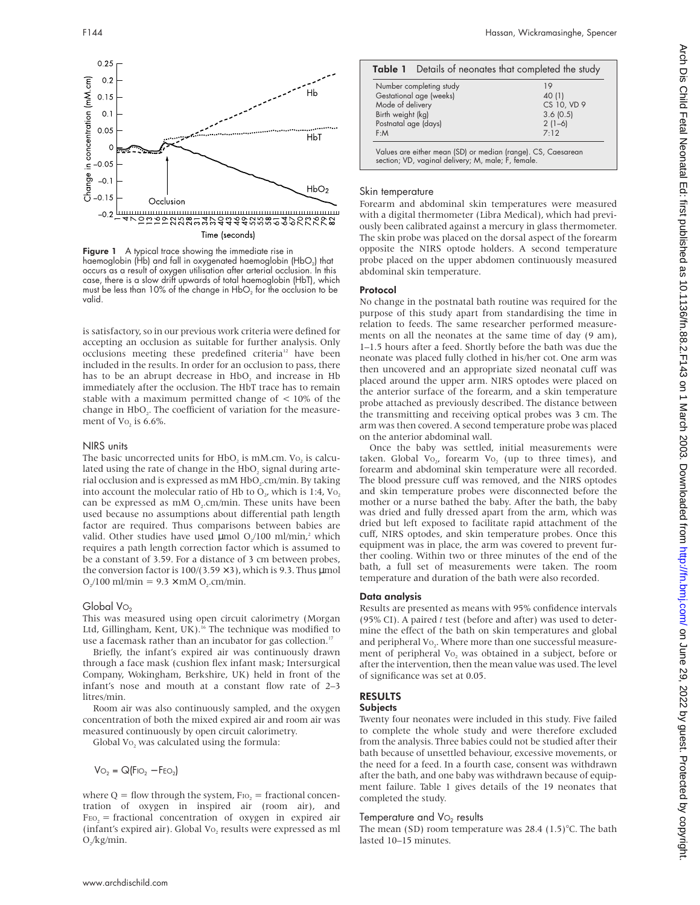Figure 1 A typical trace showing the immediate rise in haemoglobin (Hb) and fall in oxygenated haemoglobin ($HbO_2$) that occurs as a result of oxygen utilisation after arterial occlusion. In this case, there is a slow drift upwards of total haemoglobin (HbT), which must be less than 10% of the change in $HbO_2$ for the occlusion to be valid.

is satisfactory, so in our previous work criteria were defined for accepting an occlusion as suitable for further analysis. Only occlusions meeting these predefined criteria[12] have been included in the results. In order for an occlusion to pass, there has to be an abrupt decrease in $HbO_2$ and increase in Hb immediately after the occlusion. The HbT trace has to remain stable with a maximum permitted change of < 10% of the change in $HbO_2$. The coefficient of variation for the measurement of $Vo_2$ is 6.6%.

### NIRS units

The basic uncorrected units for $HbO_2$ is mM.cm. $Vo_2$ is calculated using the rate of change in the $HbO_2$ signal during arterial occlusion and is expressed as mM $HbO_2$.cm/min. By taking into account the molecular ratio of Hb to $O_2$, which is 1:4, $Vo_2$ can be expressed as mM $O_2$.cm/min. These units have been used because no assumptions about differential path length factor are required. Thus comparisons between babies are valid. Other studies have used µmol $O_2$/100 ml/min,[2] which requires a path length correction factor which is assumed to be a constant of 3.59. For a distance of 3 cm between probes, the conversion factor is $100/(3.59 \times 3)$, which is 9.3. Thus µmol $O_2$/100 ml/min = 9.3 × mM $O_2$.cm/min.

### Global $Vo_2$

This was measured using open circuit calorimetry (Morgan Ltd, Gillingham, Kent, UK).[16] The technique was modified to use a facemask rather than an incubator for gas collection.[17]

Briefly, the infant's expired air was continuously drawn through a face mask (cushion flex infant mask; Intersurgical Company, Wokingham, Berkshire, UK) held in front of the infant's nose and mouth at a constant flow rate of 2–3 litres/min.

Room air was also continuously sampled, and the oxygen concentration of both the mixed expired air and room air was measured continuously by open circuit calorimetry.

Global $Vo_2$ was calculated using the formula:

$$Vo_2 = Q(Fio_2 - Feo_2)$$

where Q = flow through the system, $Fio_2$ = fractional concentration of oxygen in inspired air (room air), and $Feo_2$ = fractional concentration of oxygen in expired air (infant's expired air). Global $Vo_2$ results were expressed as ml $O_2$/kg/min.

**Table 1** Details of neonates that completed the study

| | |
|---|---|
| Number completing study | 19 |
| Gestational age (weeks) | 40 (1) |
| Mode of delivery | CS 10, VD 9 |
| Birth weight (kg) | 3.6 (0.5) |
| Postnatal age (days) | 2 (1–6) |
| F:M | 7:12 |

Values are either mean (SD) or median (range). CS, Caesarean section; VD, vaginal delivery; M, male; F, female.

### Skin temperature

Forearm and abdominal skin temperatures were measured with a digital thermometer (Libra Medical), which had previously been calibrated against a mercury in glass thermometer. The skin probe was placed on the dorsal aspect of the forearm opposite the NIRS optode holders. A second temperature probe placed on the upper abdomen continuously measured abdominal skin temperature.

#### Protocol

No change in the postnatal bath routine was required for the purpose of this study apart from standardising the time in relation to feeds. The same researcher performed measurements on all the neonates at the same time of day (9 am), 1–1.5 hours after a feed. Shortly before the bath was due the neonate was placed fully clothed in his/her cot. One arm was then uncovered and an appropriate sized neonatal cuff was placed around the upper arm. NIRS optodes were placed on the anterior surface of the forearm, and a skin temperature probe attached as previously described. The distance between the transmitting and receiving optical probes was 3 cm. The arm was then covered. A second temperature probe was placed on the anterior abdominal wall.

Once the baby was settled, initial measurements were taken. Global $Vo_2$, forearm $Vo_2$ (up to three times), and forearm and abdominal skin temperature were all recorded. The blood pressure cuff was removed, and the NIRS optodes and skin temperature probes were disconnected before the mother or a nurse bathed the baby. After the bath, the baby was dried and fully dressed apart from the arm, which was dried but left exposed to facilitate rapid attachment of the cuff, NIRS optodes, and skin temperature probes. Once this equipment was in place, the arm was covered to prevent further cooling. Within two or three minutes of the end of the bath, a full set of measurements were taken. The room temperature and duration of the bath were also recorded.

#### Data analysis

Results are presented as means with 95% confidence intervals (95% CI). A paired *t* test (before and after) was used to determine the effect of the bath on skin temperatures and global and peripheral $Vo_2$. Where more than one successful measurement of peripheral $Vo_2$ was obtained in a subject, before or after the intervention, then the mean value was used. The level of significance was set at 0.05.

## RESULTS

#### Subjects

Twenty four neonates were included in this study. Five failed to complete the whole study and were therefore excluded from the analysis. Three babies could not be studied after their bath because of unsettled behaviour, excessive movements, or the need for a feed. In a fourth case, consent was withdrawn after the bath, and one baby was withdrawn because of equipment failure. Table 1 gives details of the 19 neonates that completed the study.

### Temperature and $Vo_2$ results

The mean (SD) room temperature was 28.4 (1.5)°C. The bath lasted 10–15 minutes.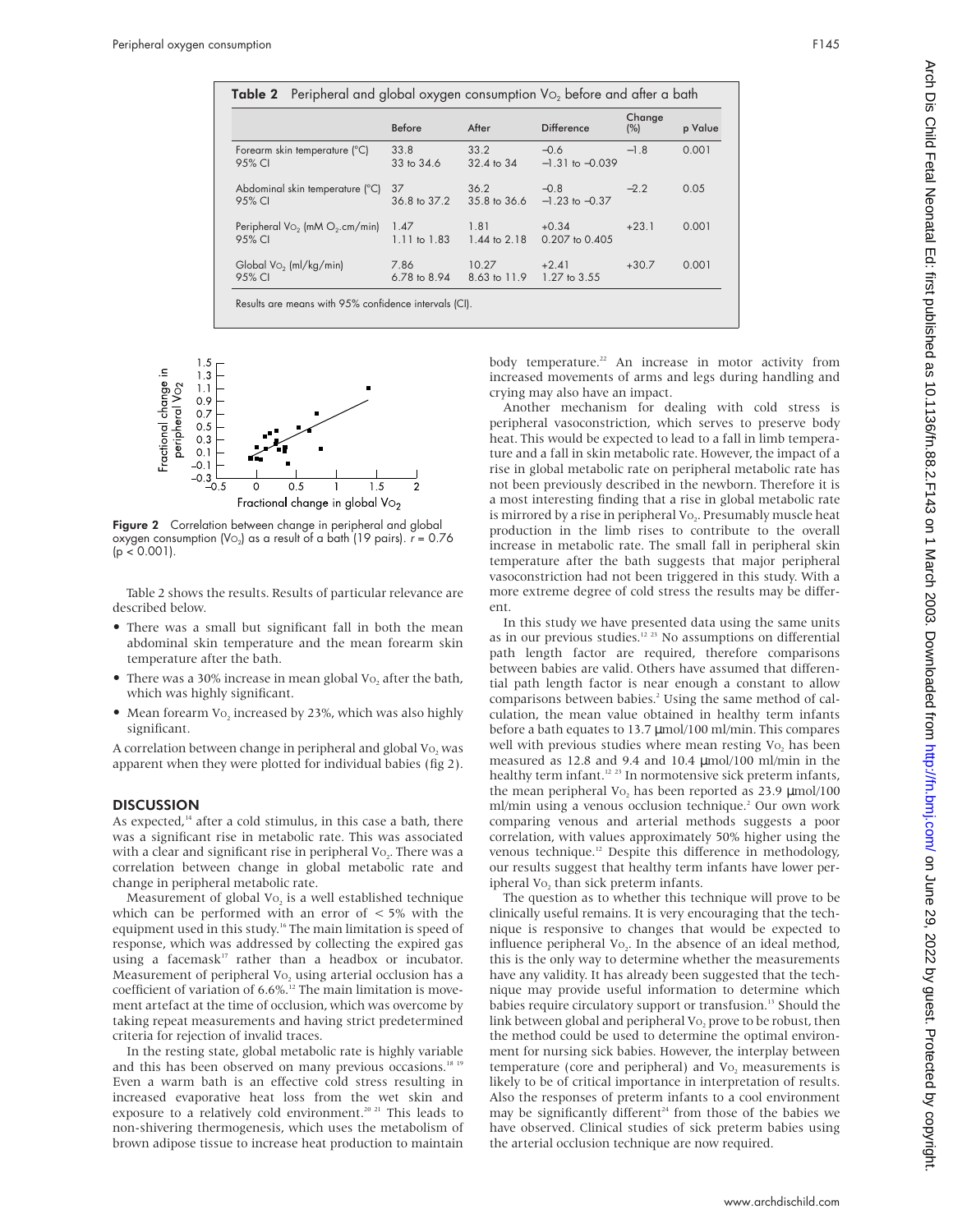**Table 2** Peripheral and global oxygen consumption $V_{O_2}$ before and after a bath

| | Before | After | Difference | Change (%) | p Value |
|---|---|---|---|---|---|
| Forearm skin temperature (°C) | 33.8 | 33.2 | −0.6 | −1.8 | 0.001 |
| 95% CI | 33 to 34.6 | 32.4 to 34 | −1.31 to −0.039 | | |
| Abdominal skin temperature (°C) | 37 | 36.2 | −0.8 | −2.2 | 0.05 |
| 95% CI | 36.8 to 37.2 | 35.8 to 36.6 | −1.23 to −0.37 | | |
| Peripheral $V_{O_2}$ (mM $O_2$.cm/min) | 1.47 | 1.81 | +0.34 | +23.1 | 0.001 |
| 95% CI | 1.11 to 1.83 | 1.44 to 2.18 | 0.207 to 0.405 | | |
| Global $V_{O_2}$ (ml/kg/min) | 7.86 | 10.27 | +2.41 | +30.7 | 0.001 |
| 95% CI | 6.78 to 8.94 | 8.63 to 11.9 | 1.27 to 3.55 | | |

Results are means with 95% confidence intervals (CI).

**Figure 2** Correlation between change in peripheral and global oxygen consumption ($V_{O_2}$) as a result of a bath (19 pairs). $r = 0.76$ ($p < 0.001$).

Table 2 shows the results. Results of particular relevance are described below.

- There was a small but significant fall in both the mean abdominal skin temperature and the mean forearm skin temperature after the bath.
- There was a 30% increase in mean global $V_{O_2}$ after the bath, which was highly significant.
- Mean forearm $V_{O_2}$ increased by 23%, which was also highly significant.

A correlation between change in peripheral and global $V_{O_2}$ was apparent when they were plotted for individual babies (fig 2).

## DISCUSSION

As expected,[14] after a cold stimulus, in this case a bath, there was a significant rise in metabolic rate. This was associated with a clear and significant rise in peripheral $V_{O_2}$. There was a correlation between change in global metabolic rate and change in peripheral metabolic rate.

Measurement of global $V_{O_2}$ is a well established technique which can be performed with an error of < 5% with the equipment used in this study.[16] The main limitation is speed of response, which was addressed by collecting the expired gas using a facemask[17] rather than a headbox or incubator. Measurement of peripheral $V_{O_2}$ using arterial occlusion has a coefficient of variation of 6.6%.[12] The main limitation is movement artefact at the time of occlusion, which was overcome by taking repeat measurements and having strict predetermined criteria for rejection of invalid traces.

In the resting state, global metabolic rate is highly variable and this has been observed on many previous occasions.[18 19] Even a warm bath is an effective cold stress resulting in increased evaporative heat loss from the wet skin and exposure to a relatively cold environment.[20 21] This leads to non-shivering thermogenesis, which uses the metabolism of brown adipose tissue to increase heat production to maintain body temperature.[22] An increase in motor activity from increased movements of arms and legs during handling and crying may also have an impact.

Another mechanism for dealing with cold stress is peripheral vasoconstriction, which serves to preserve body heat. This would be expected to lead to a fall in limb temperature and a fall in skin metabolic rate. However, the impact of a rise in global metabolic rate on peripheral metabolic rate has not been previously described in the newborn. Therefore it is a most interesting finding that a rise in global metabolic rate is mirrored by a rise in peripheral $V_{O_2}$. Presumably muscle heat production in the limb rises to contribute to the overall increase in metabolic rate. The small fall in peripheral skin temperature after the bath suggests that major peripheral vasoconstriction had not been triggered in this study. With a more extreme degree of cold stress the results may be different.

In this study we have presented data using the same units as in our previous studies.[12 23] No assumptions on differential path length factor are required, therefore comparisons between babies are valid. Others have assumed that differential path length factor is near enough a constant to allow comparisons between babies.[2] Using the same method of calculation, the mean value obtained in healthy term infants before a bath equates to 13.7 μmol/100 ml/min. This compares well with previous studies where mean resting $V_{O_2}$ has been measured as 12.8 and 9.4 and 10.4 μmol/100 ml/min in the healthy term infant.[12 23] In normotensive sick preterm infants, the mean peripheral $V_{O_2}$ has been reported as 23.9 μmol/100 ml/min using a venous occlusion technique.[2] Our own work comparing venous and arterial methods suggests a poor correlation, with values approximately 50% higher using the venous technique.[12] Despite this difference in methodology, our results suggest that healthy term infants have lower peripheral $V_{O_2}$ than sick preterm infants.

The question as to whether this technique will prove to be clinically useful remains. It is very encouraging that the technique is responsive to changes that would be expected to influence peripheral $V_{O_2}$. In the absence of an ideal method, this is the only way to determine whether the measurements have any validity. It has already been suggested that the technique may provide useful information to determine which babies require circulatory support or transfusion.[13] Should the link between global and peripheral $V_{O_2}$ prove to be robust, then the method could be used to determine the optimal environment for nursing sick babies. However, the interplay between temperature (core and peripheral) and $V_{O_2}$ measurements is likely to be of critical importance in interpretation of results. Also the responses of preterm infants to a cool environment may be significantly different[24] from those of the babies we have observed. Clinical studies of sick preterm babies using the arterial occlusion technique are now required.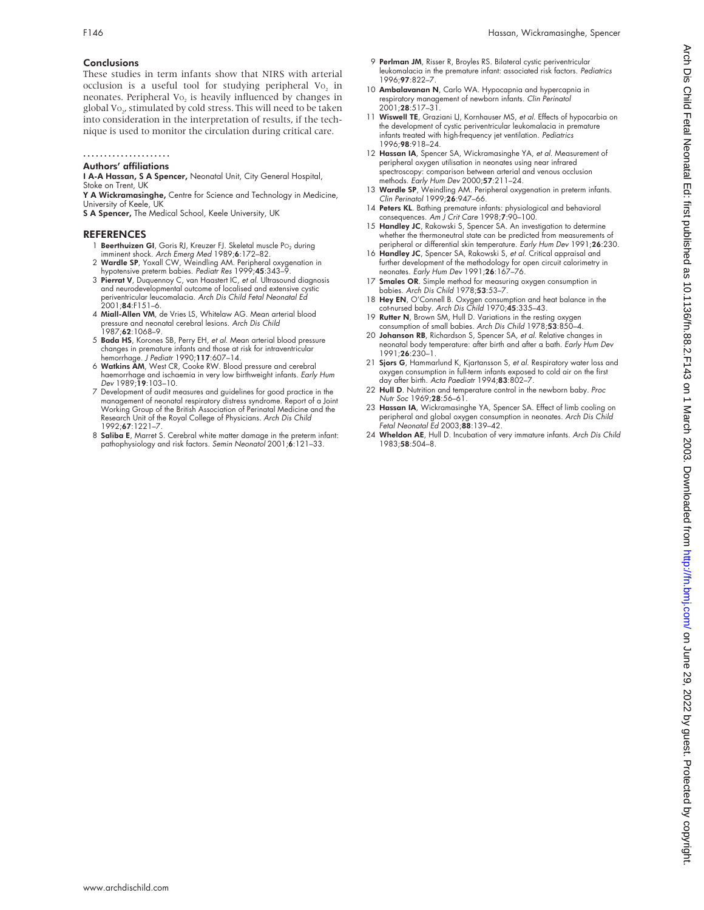## Conclusions

These studies in term infants show that NIRS with arterial occlusion is a useful tool for studying peripheral $VO_2$ in neonates. Peripheral $VO_2$ is heavily influenced by changes in global $VO_2$, stimulated by cold stress. This will need to be taken into consideration in the interpretation of results, if the technique is used to monitor the circulation during critical care.

.....................

### Authors' affiliations

**I A-A Hassan, S A Spencer,** Neonatal Unit, City General Hospital, Stoke on Trent, UK

**Y A Wickramasinghe,** Centre for Science and Technology in Medicine, University of Keele, UK

**S A Spencer,** The Medical School, Keele University, UK

## REFERENCES

1 **Beerthuizen GI**, Goris RJ, Kreuzer FJ. Skeletal muscle $PO_2$ during imminent shock. *Arch Emerg Med* 1989;**6**:172–82.
2 **Wardle SP**, Yoxall CW, Weindling AM. Peripheral oxygenation in hypotensive preterm babies. *Pediatr Res* 1999;**45**:343–9.
3 **Pierrat V**, Duquennoy C, van Haastert IC, *et al*. Ultrasound diagnosis and neurodevelopmental outcome of localised and extensive cystic periventricular leucomalacia. *Arch Dis Child Fetal Neonatal Ed* 2001;**84**:F151–6.
4 **Miall-Allen VM**, de Vries LS, Whitelaw AG. Mean arterial blood pressure and neonatal cerebral lesions. *Arch Dis Child* 1987;**62**:1068–9.
5 **Bada HS**, Korones SB, Perry EH, *et al*. Mean arterial blood pressure changes in premature infants and those at risk for intraventricular hemorrhage. *J Pediatr* 1990;**117**:607–14.
6 **Watkins AM**, West CR, Cooke RW. Blood pressure and cerebral haemorrhage and ischaemia in very low birthweight infants. *Early Hum Dev* 1989;**19**:103–10.
7 Development of audit measures and guidelines for good practice in the management of neonatal respiratory distress syndrome. Report of a Joint Working Group of the British Association of Perinatal Medicine and the Research Unit of the Royal College of Physicians. *Arch Dis Child* 1992;**67**:1221–7.
8 **Saliba E**, Marret S. Cerebral white matter damage in the preterm infant: pathophysiology and risk factors. *Semin Neonatol* 2001;**6**:121–33.
9 **Perlman JM**, Risser R, Broyles RS. Bilateral cystic periventricular leukomalacia in the premature infant: associated risk factors. *Pediatrics* 1996;**97**:822–7.
10 **Ambalavanan N**, Carlo WA. Hypocapnia and hypercapnia in respiratory management of newborn infants. *Clin Perinatol* 2001;**28**:517–31.
11 **Wiswell TE**, Graziani LJ, Kornhauser MS, *et al*. Effects of hypocarbia on the development of cystic periventricular leukomalacia in premature infants treated with high-frequency jet ventilation. *Pediatrics* 1996;**98**:918–24.
12 **Hassan IA**, Spencer SA, Wickramasinghe YA, *et al*. Measurement of peripheral oxygen utilisation in neonates using near infrared spectroscopy: comparison between arterial and venous occlusion methods. *Early Hum Dev* 2000;**57**:211–24.
13 **Wardle SP**, Weindling AM. Peripheral oxygenation in preterm infants. *Clin Perinatol* 1999;**26**:947–66.
14 **Peters KL**. Bathing premature infants: physiological and behavioral consequences. *Am J Crit Care* 1998;**7**:90–100.
15 **Handley JC**, Rakowski S, Spencer SA. An investigation to determine whether the thermoneutral state can be predicted from measurements of peripheral or differential skin temperature. *Early Hum Dev* 1991;**26**:230.
16 **Handley JC**, Spencer SA, Rakowski S, *et al*. Critical appraisal and further development of the methodology for open circuit calorimetry in neonates. *Early Hum Dev* 1991;**26**:167–76.
17 **Smales OR**. Simple method for measuring oxygen consumption in babies. *Arch Dis Child* 1978;**53**:53–7.
18 **Hey EN**, O'Connell B. Oxygen consumption and heat balance in the cot-nursed baby. *Arch Dis Child* 1970;**45**:335–43.
19 **Rutter N**, Brown SM, Hull D. Variations in the resting oxygen consumption of small babies. *Arch Dis Child* 1978;**53**:850–4.
20 **Johanson RB**, Richardson S, Spencer SA, *et al*. Relative changes in neonatal body temperature: after birth and after a bath. *Early Hum Dev* 1991;**26**:230–1.
21 **Sjors G**, Hammarlund K, Kjartansson S, *et al*. Respiratory water loss and oxygen consumption in full-term infants exposed to cold air on the first day after birth. *Acta Paediatr* 1994;**83**:802–7.
22 **Hull D**. Nutrition and temperature control in the newborn baby. *Proc Nutr Soc* 1969;**28**:56–61.
23 **Hassan IA**, Wickramasinghe YA, Spencer SA. Effect of limb cooling on peripheral and global oxygen consumption in neonates. *Arch Dis Child Fetal Neonatal Ed* 2003;**88**:139–42.
24 **Wheldon AE**, Hull D. Incubation of very immature infants. *Arch Dis Child* 1983;**58**:504–8.